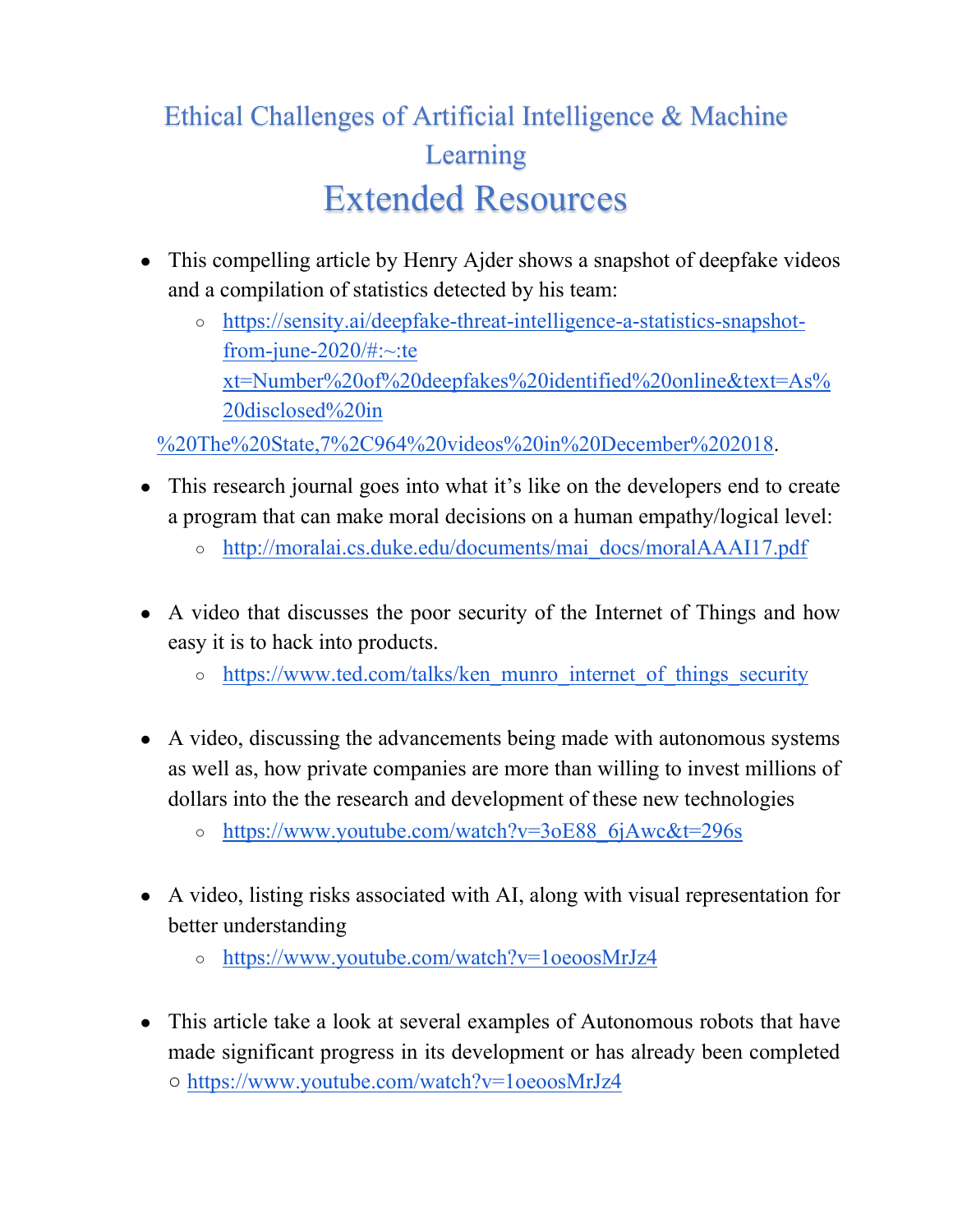# Ethical Challenges of Artificial Intelligence & Machine Learning

## Extended Resources

- This compelling article by Henry Ajder shows a snapshot of deepfake videos and a compilation of statistics detected by his team:
  - https://sensity.ai/deepfake-threat-intelligence-a-statistics-snapshot-from-june-2020/#:~:text=Number%20of%20deepfakes%20identified%20online&text=As%20disclosed%20in%20The%20State,7%2C964%20videos%20in%20December%202018.
- This research journal goes into what it's like on the developers end to create a program that can make moral decisions on a human empathy/logical level:
  - http://moralai.cs.duke.edu/documents/mai_docs/moralAAAI17.pdf
- A video that discusses the poor security of the Internet of Things and how easy it is to hack into products.
  - https://www.ted.com/talks/ken_munro_internet_of_things_security
- A video, discussing the advancements being made with autonomous systems as well as, how private companies are more than willing to invest millions of dollars into the the research and development of these new technologies
  - https://www.youtube.com/watch?v=3oE88_6jAwc&t=296s
- A video, listing risks associated with AI, along with visual representation for better understanding
  - https://www.youtube.com/watch?v=1oeoosMrJz4
- This article take a look at several examples of Autonomous robots that have made significant progress in its development or has already been completed
  - https://www.youtube.com/watch?v=1oeoosMrJz4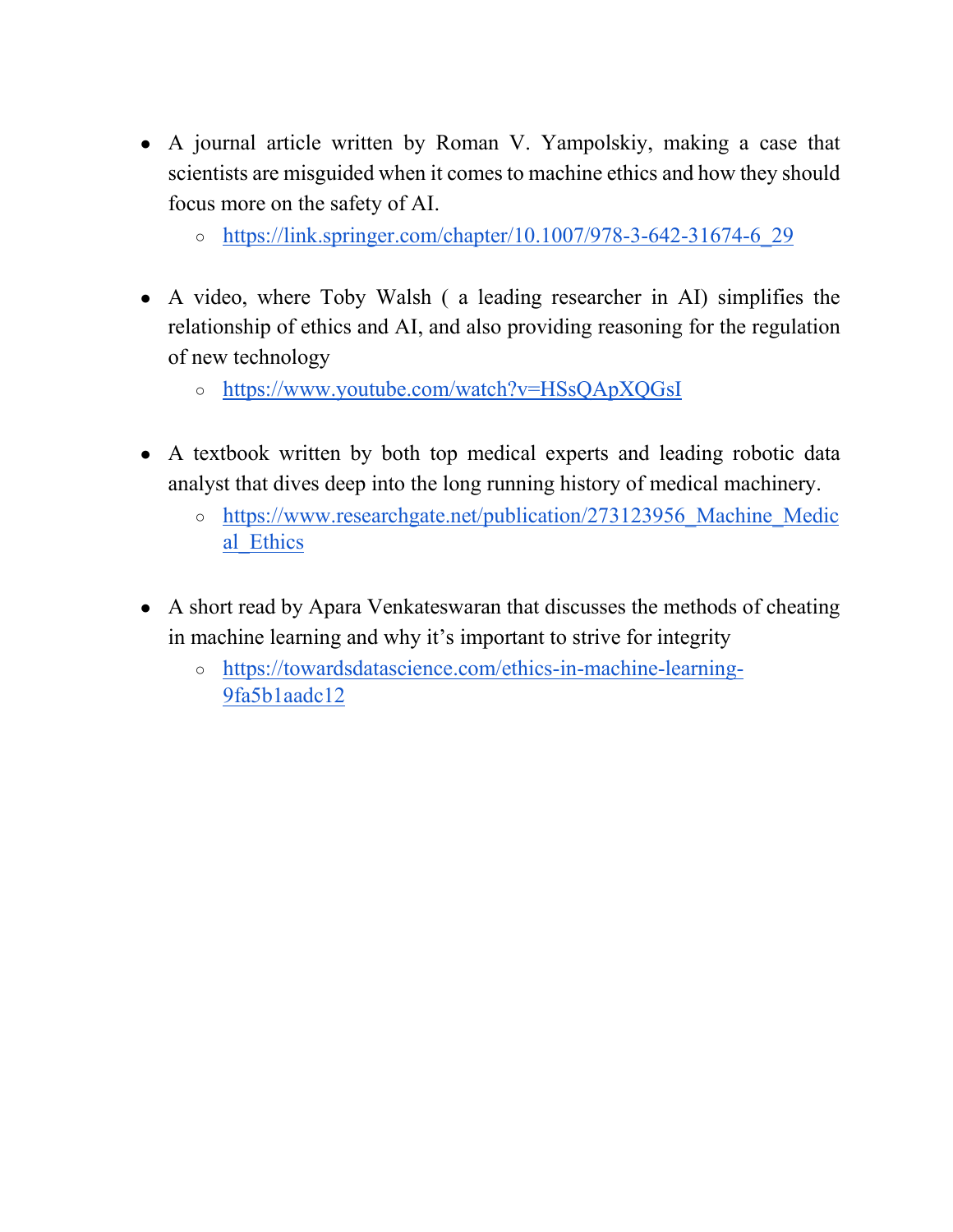- A journal article written by Roman V. Yampolskiy, making a case that scientists are misguided when it comes to machine ethics and how they should focus more on the safety of AI.
    - https://link.springer.com/chapter/10.1007/978-3-642-31674-6_29

- A video, where Toby Walsh ( a leading researcher in AI) simplifies the relationship of ethics and AI, and also providing reasoning for the regulation of new technology
    - https://www.youtube.com/watch?v=HSsQApXQGsI

- A textbook written by both top medical experts and leading robotic data analyst that dives deep into the long running history of medical machinery.
    - https://www.researchgate.net/publication/273123956_Machine_Medical_Ethics

- A short read by Apara Venkateswaran that discusses the methods of cheating in machine learning and why it's important to strive for integrity
    - https://towardsdatascience.com/ethics-in-machine-learning-9fa5b1aadc12